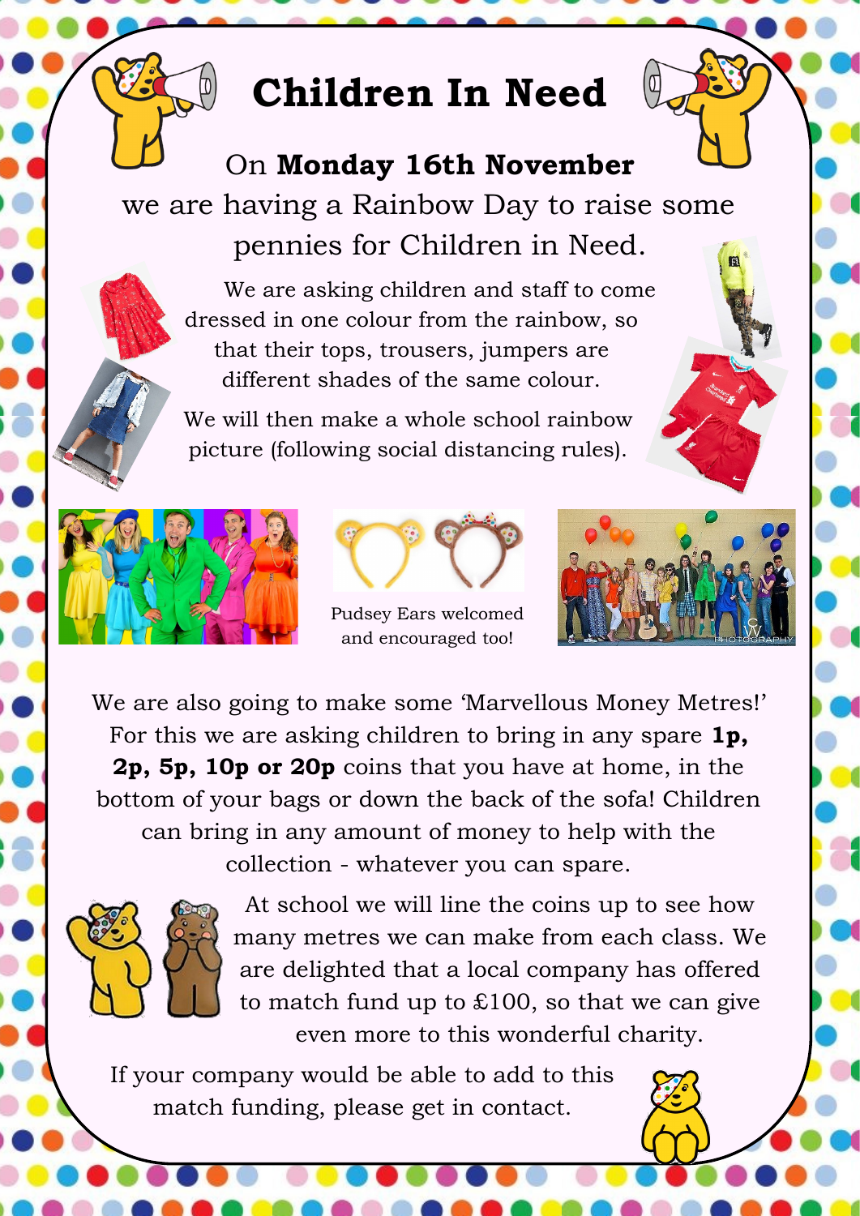# Children In Need

On **Monday 16th November** we are having a Rainbow Day to raise some pennies for Children in Need.

We are asking children and staff to come dressed in one colour from the rainbow, so that their tops, trousers, jumpers are different shades of the same colour.

We will then make a whole school rainbow picture (following social distancing rules).

Pudsey Ears welcomed and encouraged too!

We are also going to make some 'Marvellous Money Metres!' For this we are asking children to bring in any spare **1p, 2p, 5p, 10p or 20p** coins that you have at home, in the bottom of your bags or down the back of the sofa! Children can bring in any amount of money to help with the collection - whatever you can spare.

At school we will line the coins up to see how many metres we can make from each class. We are delighted that a local company has offered to match fund up to £100, so that we can give even more to this wonderful charity.

If your company would be able to add to this match funding, please get in contact.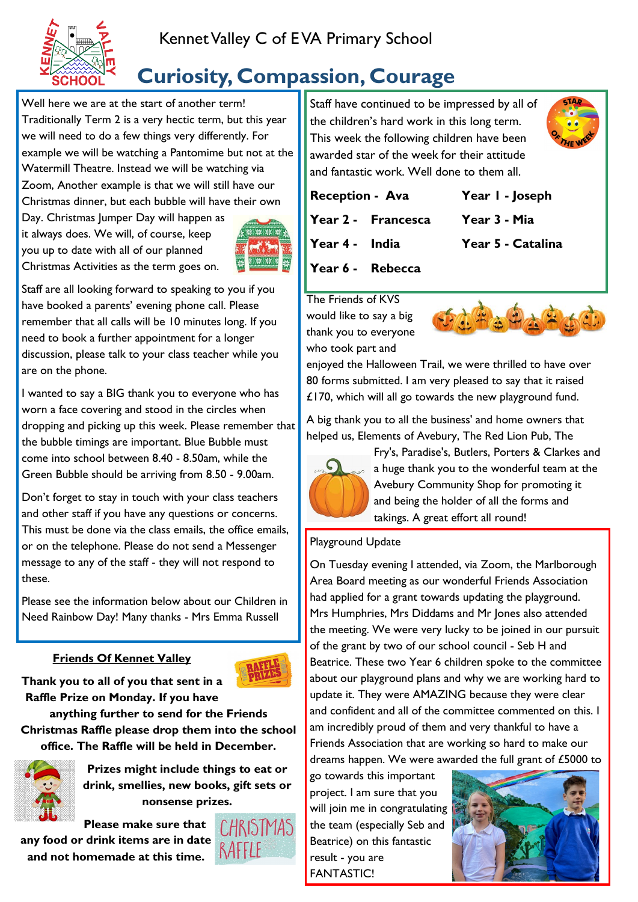Kennet Valley C of E VA Primary School

# Curiosity, Compassion, Courage

Well here we are at the start of another term! Traditionally Term 2 is a very hectic term, but this year we will need to do a few things very differently. For example we will be watching a Pantomime but not at the Watermill Theatre. Instead we will be watching via Zoom, Another example is that we will still have our Christmas dinner, but each bubble will have their own Day. Christmas Jumper Day will happen as it always does. We will, of course, keep you up to date with all of our planned Christmas Activities as the term goes on.

Staff are all looking forward to speaking to you if you have booked a parents' evening phone call. Please remember that all calls will be 10 minutes long. If you need to book a further appointment for a longer discussion, please talk to your class teacher while you are on the phone.

I wanted to say a BIG thank you to everyone who has worn a face covering and stood in the circles when dropping and picking up this week. Please remember that the bubble timings are important. Blue Bubble must come into school between 8.40 - 8.50am, while the Green Bubble should be arriving from 8.50 - 9.00am.

Don't forget to stay in touch with your class teachers and other staff if you have any questions or concerns. This must be done via the class emails, the office emails, or on the telephone. Please do not send a Messenger message to any of the staff - they will not respond to these.

Please see the information below about our Children in Need Rainbow Day! Many thanks - Mrs Emma Russell

## Friends Of Kennet Valley

**Thank you to all of you that sent in a Raffle Prize on Monday. If you have anything further to send for the Friends Christmas Raffle please drop them into the school office. The Raffle will be held in December.**

**Prizes might include things to eat or drink, smellies, new books, gift sets or nonsense prizes.**

**Please make sure that any food or drink items are in date and not homemade at this time.**

Staff have continued to be impressed by all of the children's hard work in this long term. This week the following children have been awarded star of the week for their attitude and fantastic work. Well done to them all.

| | |
|---|---|
| **Reception - Ava** | **Year 1 - Joseph** |
| **Year 2 - Francesca** | **Year 3 - Mia** |
| **Year 4 - India** | **Year 5 - Catalina** |
| **Year 6 - Rebecca** | |

The Friends of KVS would like to say a big thank you to everyone who took part and enjoyed the Halloween Trail, we were thrilled to have over 80 forms submitted. I am very pleased to say that it raised £170, which will all go towards the new playground fund.

A big thank you to all the business' and home owners that helped us, Elements of Avebury, The Red Lion Pub, The Fry's, Paradise's, Butlers, Porters & Clarkes and a huge thank you to the wonderful team at the Avebury Community Shop for promoting it and being the holder of all the forms and takings. A great effort all round!

## Playground Update

On Tuesday evening I attended, via Zoom, the Marlborough Area Board meeting as our wonderful Friends Association had applied for a grant towards updating the playground. Mrs Humphries, Mrs Diddams and Mr Jones also attended the meeting. We were very lucky to be joined in our pursuit of the grant by two of our school council - Seb H and Beatrice. These two Year 6 children spoke to the committee about our playground plans and why we are working hard to update it. They were AMAZING because they were clear and confident and all of the committee commented on this. I am incredibly proud of them and very thankful to have a Friends Association that are working so hard to make our dreams happen. We were awarded the full grant of £5000 to go towards this important project. I am sure that you will join me in congratulating the team (especially Seb and Beatrice) on this fantastic result - you are FANTASTIC!